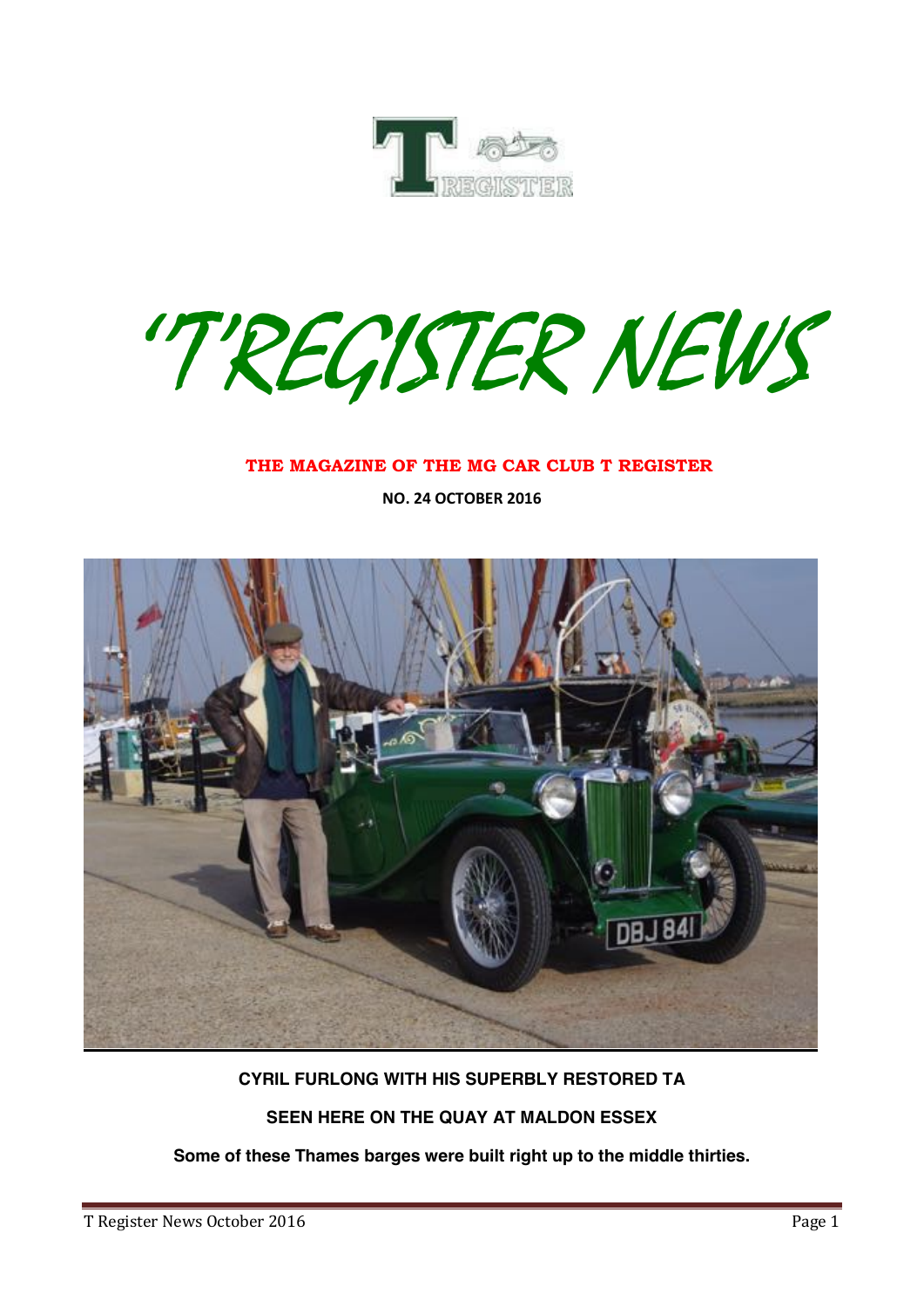# 'T'REGISTER NEWS

**THE MAGAZINE OF THE MG CAR CLUB T REGISTER**

**NO. 24 OCTOBER 2016**

**CYRIL FURLONG WITH HIS SUPERBLY RESTORED TA**

**SEEN HERE ON THE QUAY AT MALDON ESSEX**

**Some of these Thames barges were built right up to the middle thirties.**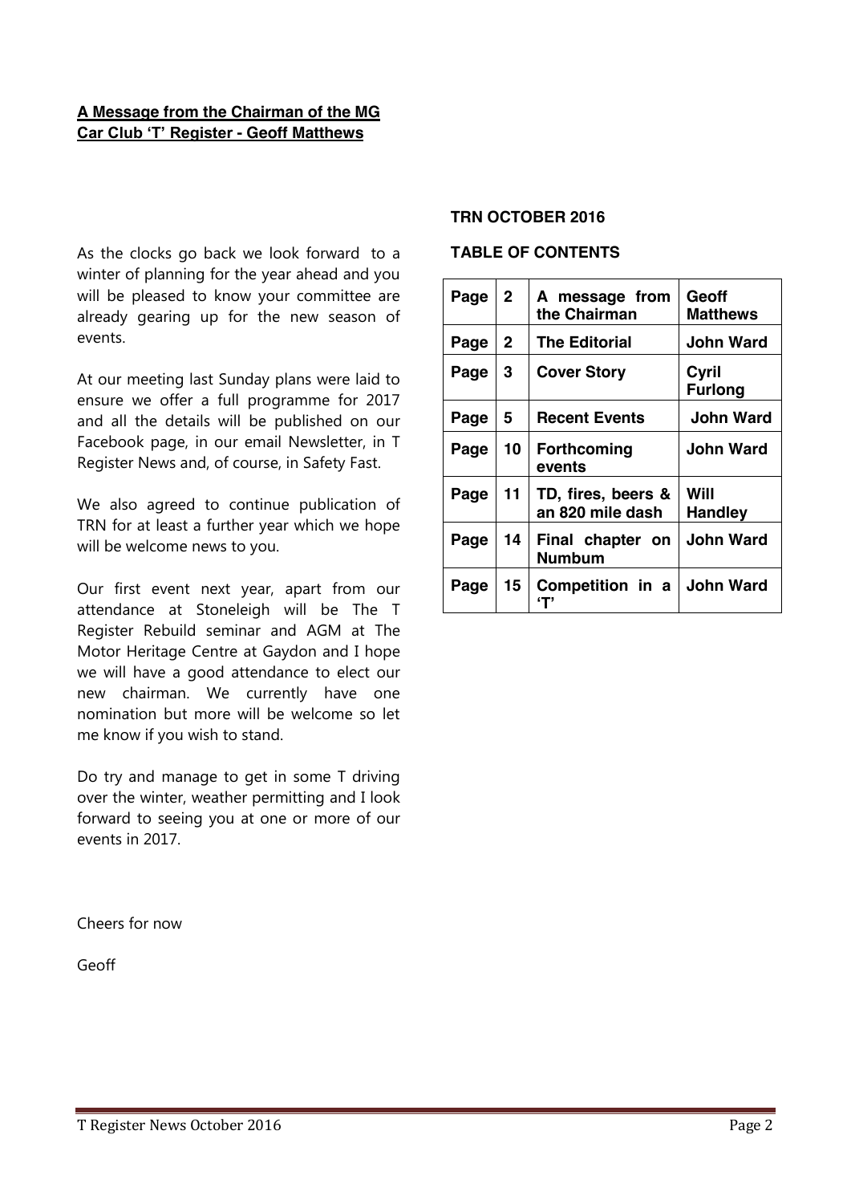## A Message from the Chairman of the MG Car Club 'T' Register - Geoff Matthews

As the clocks go back we look forward to a winter of planning for the year ahead and you will be pleased to know your committee are already gearing up for the new season of events.

At our meeting last Sunday plans were laid to ensure we offer a full programme for 2017 and all the details will be published on our Facebook page, in our email Newsletter, in T Register News and, of course, in Safety Fast.

We also agreed to continue publication of TRN for at least a further year which we hope will be welcome news to you.

Our first event next year, apart from our attendance at Stoneleigh will be The T Register Rebuild seminar and AGM at The Motor Heritage Centre at Gaydon and I hope we will have a good attendance to elect our new chairman. We currently have one nomination but more will be welcome so let me know if you wish to stand.

Do try and manage to get in some T driving over the winter, weather permitting and I look forward to seeing you at one or more of our events in 2017.

Cheers for now

Geoff

**TRN OCTOBER 2016**

**TABLE OF CONTENTS**

| | | | |
|---|---|---|---|
| Page | 2 | A message from the Chairman | Geoff Matthews |
| Page | 2 | The Editorial | John Ward |
| Page | 3 | Cover Story | Cyril Furlong |
| Page | 5 | Recent Events | John Ward |
| Page | 10 | Forthcoming events | John Ward |
| Page | 11 | TD, fires, beers & an 820 mile dash | Will Handley |
| Page | 14 | Final chapter on Numbum | John Ward |
| Page | 15 | Competition in a 'T' | John Ward |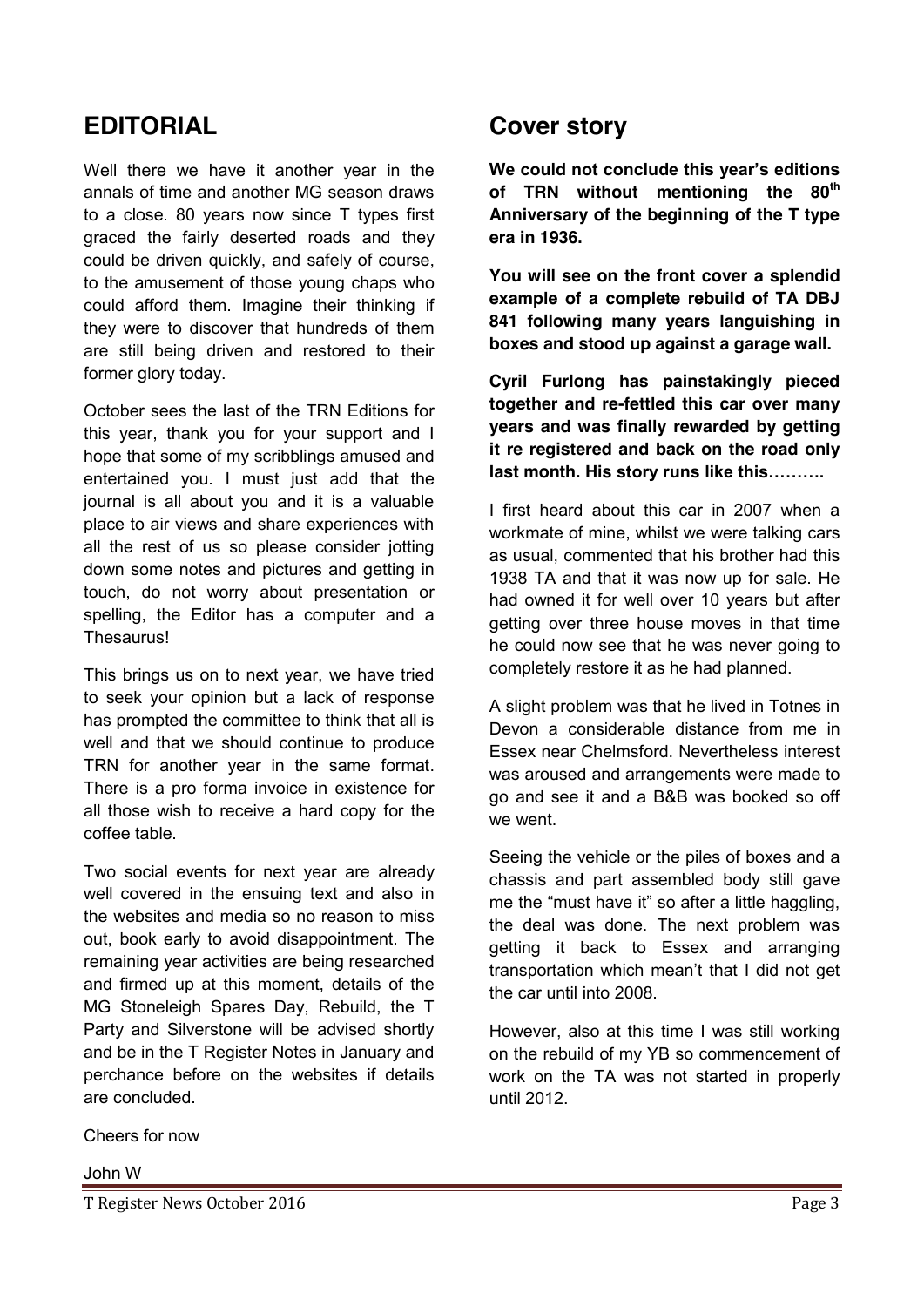## EDITORIAL

Well there we have it another year in the annals of time and another MG season draws to a close. 80 years now since T types first graced the fairly deserted roads and they could be driven quickly, and safely of course, to the amusement of those young chaps who could afford them. Imagine their thinking if they were to discover that hundreds of them are still being driven and restored to their former glory today.

October sees the last of the TRN Editions for this year, thank you for your support and I hope that some of my scribblings amused and entertained you. I must just add that the journal is all about you and it is a valuable place to air views and share experiences with all the rest of us so please consider jotting down some notes and pictures and getting in touch, do not worry about presentation or spelling, the Editor has a computer and a Thesaurus!

This brings us on to next year, we have tried to seek your opinion but a lack of response has prompted the committee to think that all is well and that we should continue to produce TRN for another year in the same format. There is a pro forma invoice in existence for all those wish to receive a hard copy for the coffee table.

Two social events for next year are already well covered in the ensuing text and also in the websites and media so no reason to miss out, book early to avoid disappointment. The remaining year activities are being researched and firmed up at this moment, details of the MG Stoneleigh Spares Day, Rebuild, the T Party and Silverstone will be advised shortly and be in the T Register Notes in January and perchance before on the websites if details are concluded.

Cheers for now

John W

## Cover story

**We could not conclude this year's editions of TRN without mentioning the 80th Anniversary of the beginning of the T type era in 1936.**

**You will see on the front cover a splendid example of a complete rebuild of TA DBJ 841 following many years languishing in boxes and stood up against a garage wall.**

**Cyril Furlong has painstakingly pieced together and re-fettled this car over many years and was finally rewarded by getting it re registered and back on the road only last month. His story runs like this……….**

I first heard about this car in 2007 when a workmate of mine, whilst we were talking cars as usual, commented that his brother had this 1938 TA and that it was now up for sale. He had owned it for well over 10 years but after getting over three house moves in that time he could now see that he was never going to completely restore it as he had planned.

A slight problem was that he lived in Totnes in Devon a considerable distance from me in Essex near Chelmsford. Nevertheless interest was aroused and arrangements were made to go and see it and a B&B was booked so off we went.

Seeing the vehicle or the piles of boxes and a chassis and part assembled body still gave me the "must have it" so after a little haggling, the deal was done. The next problem was getting it back to Essex and arranging transportation which mean't that I did not get the car until into 2008.

However, also at this time I was still working on the rebuild of my YB so commencement of work on the TA was not started in properly until 2012.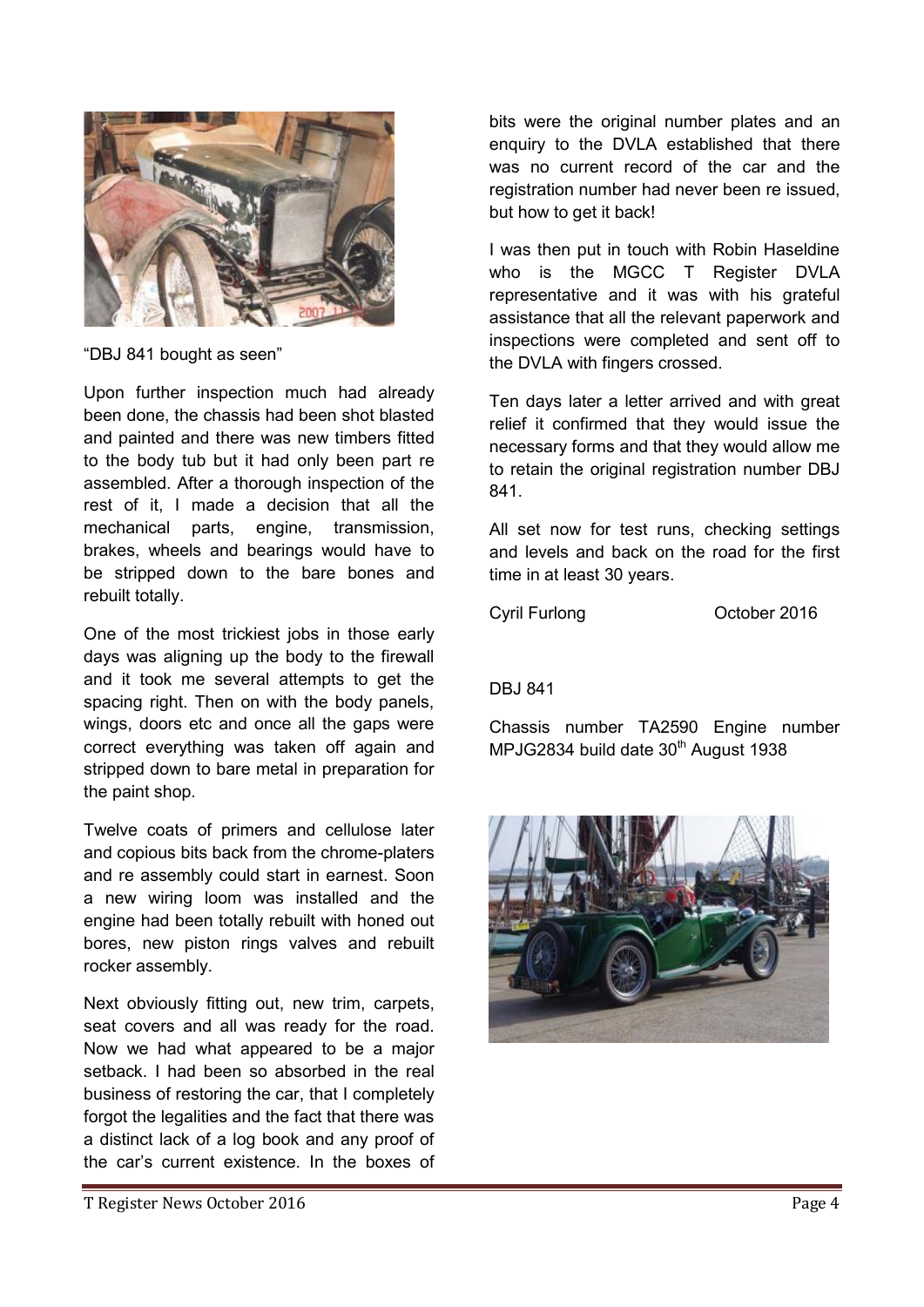"DBJ 841 bought as seen"

Upon further inspection much had already been done, the chassis had been shot blasted and painted and there was new timbers fitted to the body tub but it had only been part re assembled. After a thorough inspection of the rest of it, I made a decision that all the mechanical parts, engine, transmission, brakes, wheels and bearings would have to be stripped down to the bare bones and rebuilt totally.

One of the most trickiest jobs in those early days was aligning up the body to the firewall and it took me several attempts to get the spacing right. Then on with the body panels, wings, doors etc and once all the gaps were correct everything was taken off again and stripped down to bare metal in preparation for the paint shop.

Twelve coats of primers and cellulose later and copious bits back from the chrome-platers and re assembly could start in earnest. Soon a new wiring loom was installed and the engine had been totally rebuilt with honed out bores, new piston rings valves and rebuilt rocker assembly.

Next obviously fitting out, new trim, carpets, seat covers and all was ready for the road. Now we had what appeared to be a major setback. I had been so absorbed in the real business of restoring the car, that I completely forgot the legalities and the fact that there was a distinct lack of a log book and any proof of the car's current existence. In the boxes of bits were the original number plates and an enquiry to the DVLA established that there was no current record of the car and the registration number had never been re issued, but how to get it back!

I was then put in touch with Robin Haseldine who is the MGCC T Register DVLA representative and it was with his grateful assistance that all the relevant paperwork and inspections were completed and sent off to the DVLA with fingers crossed.

Ten days later a letter arrived and with great relief it confirmed that they would issue the necessary forms and that they would allow me to retain the original registration number DBJ 841.

All set now for test runs, checking settings and levels and back on the road for the first time in at least 30 years.

Cyril Furlong October 2016

DBJ 841

Chassis number TA2590 Engine number MPJG2834 build date 30th August 1938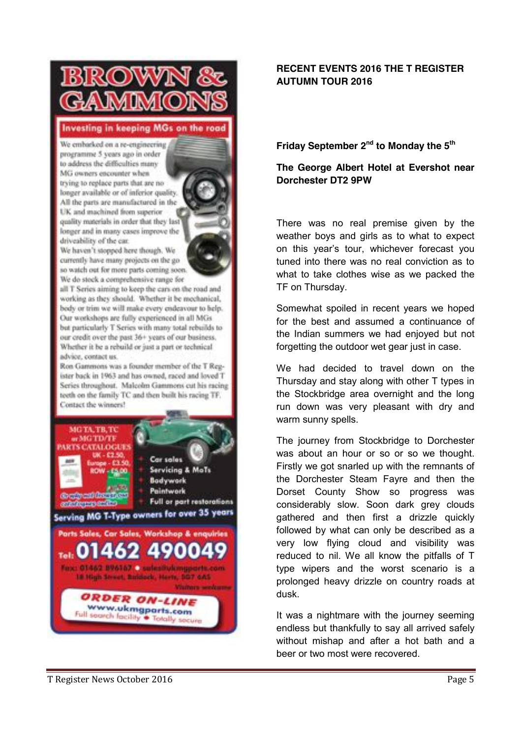# BROWN & GAMMONS

## Investing in keeping MGs on the road

We embarked on a re-engineering programme 5 years ago in order to address the difficulties many MG owners encounter when trying to replace parts that are no longer available or of inferior quality. All the parts are manufactured in the UK and machined from superior quality materials in order that they last longer and in many cases improve the driveability of the car.

We haven't stopped here though. We currently have many projects on the go so watch out for more parts coming soon.

We do stock a comprehensive range for all T Series aiming to keep the cars on the road and working as they should. Whether it be mechanical, body or trim we will make every endeavour to help. Our workshops are fully experienced in all MGs but particularly T Series with many total rebuilds to our credit over the past 36+ years of our business. Whether it be a rebuild or just a part or technical advice, contact us.

Ron Gammons was a founder member of the T Register back in 1963 and has owned, raced and loved T Series throughout. Malcolm Gammons cut his racing teeth on the family TC and then built his racing TF. Contact the winners!

MG TA, TB, TC or MG TD/TF PARTS CATALOGUES
UK - £2.50, Europe - £3.50, ROW - £5.00

Or why not browse our catalogues online

- Car sales
- Servicing & MoTs
- Bodywork
- Paintwork
- Full or part restorations

Serving MG T-Type owners for over 35 years

Parts Sales, Car Sales, Workshop & enquiries

Tel: 01462 490049

Fax: 01462 896167 • sales@ukmgparts.com
18 High Street, Baldock, Herts, SG7 6AS
Visitors welcome

ORDER ON-LINE
www.ukmgparts.com
Full search facility • Totally secure

## RECENT EVENTS 2016 THE T REGISTER AUTUMN TOUR 2016

**Friday September 2nd to Monday the 5th**

**The George Albert Hotel at Evershot near Dorchester DT2 9PW**

There was no real premise given by the weather boys and girls as to what to expect on this year's tour, whichever forecast you tuned into there was no real conviction as to what to take clothes wise as we packed the TF on Thursday.

Somewhat spoiled in recent years we hoped for the best and assumed a continuance of the Indian summers we had enjoyed but not forgetting the outdoor wet gear just in case.

We had decided to travel down on the Thursday and stay along with other T types in the Stockbridge area overnight and the long run down was very pleasant with dry and warm sunny spells.

The journey from Stockbridge to Dorchester was about an hour or so or so we thought. Firstly we got snarled up with the remnants of the Dorchester Steam Fayre and then the Dorset County Show so progress was considerably slow. Soon dark grey clouds gathered and then first a drizzle quickly followed by what can only be described as a very low flying cloud and visibility was reduced to nil. We all know the pitfalls of T type wipers and the worst scenario is a prolonged heavy drizzle on country roads at dusk.

It was a nightmare with the journey seeming endless but thankfully to say all arrived safely without mishap and after a hot bath and a beer or two most were recovered.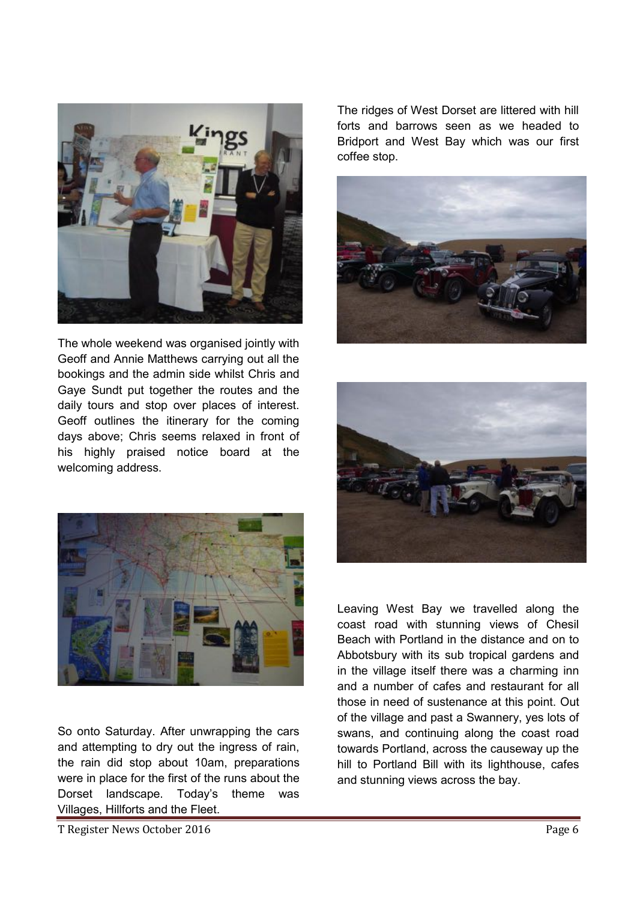The whole weekend was organised jointly with Geoff and Annie Matthews carrying out all the bookings and the admin side whilst Chris and Gaye Sundt put together the routes and the daily tours and stop over places of interest. Geoff outlines the itinerary for the coming days above; Chris seems relaxed in front of his highly praised notice board at the welcoming address.

So onto Saturday. After unwrapping the cars and attempting to dry out the ingress of rain, the rain did stop about 10am, preparations were in place for the first of the runs about the Dorset landscape. Today's theme was Villages, Hillforts and the Fleet.

The ridges of West Dorset are littered with hill forts and barrows seen as we headed to Bridport and West Bay which was our first coffee stop.

Leaving West Bay we travelled along the coast road with stunning views of Chesil Beach with Portland in the distance and on to Abbotsbury with its sub tropical gardens and in the village itself there was a charming inn and a number of cafes and restaurant for all those in need of sustenance at this point. Out of the village and past a Swannery, yes lots of swans, and continuing along the coast road towards Portland, across the causeway up the hill to Portland Bill with its lighthouse, cafes and stunning views across the bay.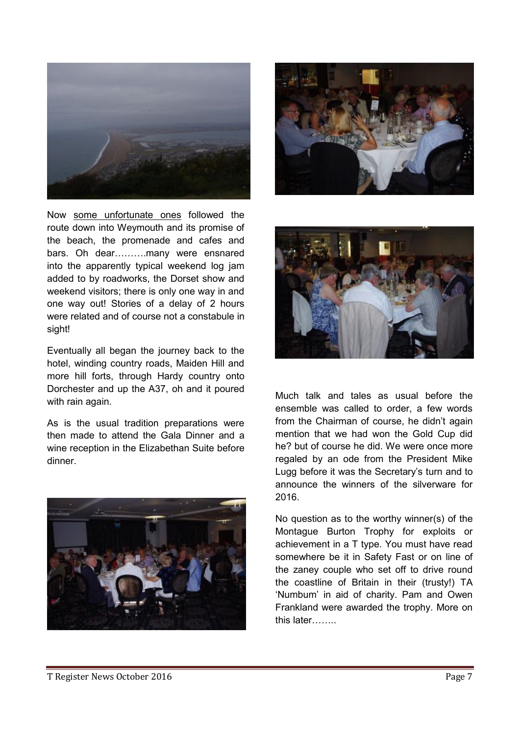Now <u>some unfortunate ones</u> followed the route down into Weymouth and its promise of the beach, the promenade and cafes and bars. Oh dear……….many were ensnared into the apparently typical weekend log jam added to by roadworks, the Dorset show and weekend visitors; there is only one way in and one way out! Stories of a delay of 2 hours were related and of course not a constabule in sight!

Eventually all began the journey back to the hotel, winding country roads, Maiden Hill and more hill forts, through Hardy country onto Dorchester and up the A37, oh and it poured with rain again.

As is the usual tradition preparations were then made to attend the Gala Dinner and a wine reception in the Elizabethan Suite before dinner.

Much talk and tales as usual before the ensemble was called to order, a few words from the Chairman of course, he didn't again mention that we had won the Gold Cup did he? but of course he did. We were once more regaled by an ode from the President Mike Lugg before it was the Secretary's turn and to announce the winners of the silverware for 2016.

No question as to the worthy winner(s) of the Montague Burton Trophy for exploits or achievement in a T type. You must have read somewhere be it in Safety Fast or on line of the zaney couple who set off to drive round the coastline of Britain in their (trusty!) TA 'Numbum' in aid of charity. Pam and Owen Frankland were awarded the trophy. More on this later……..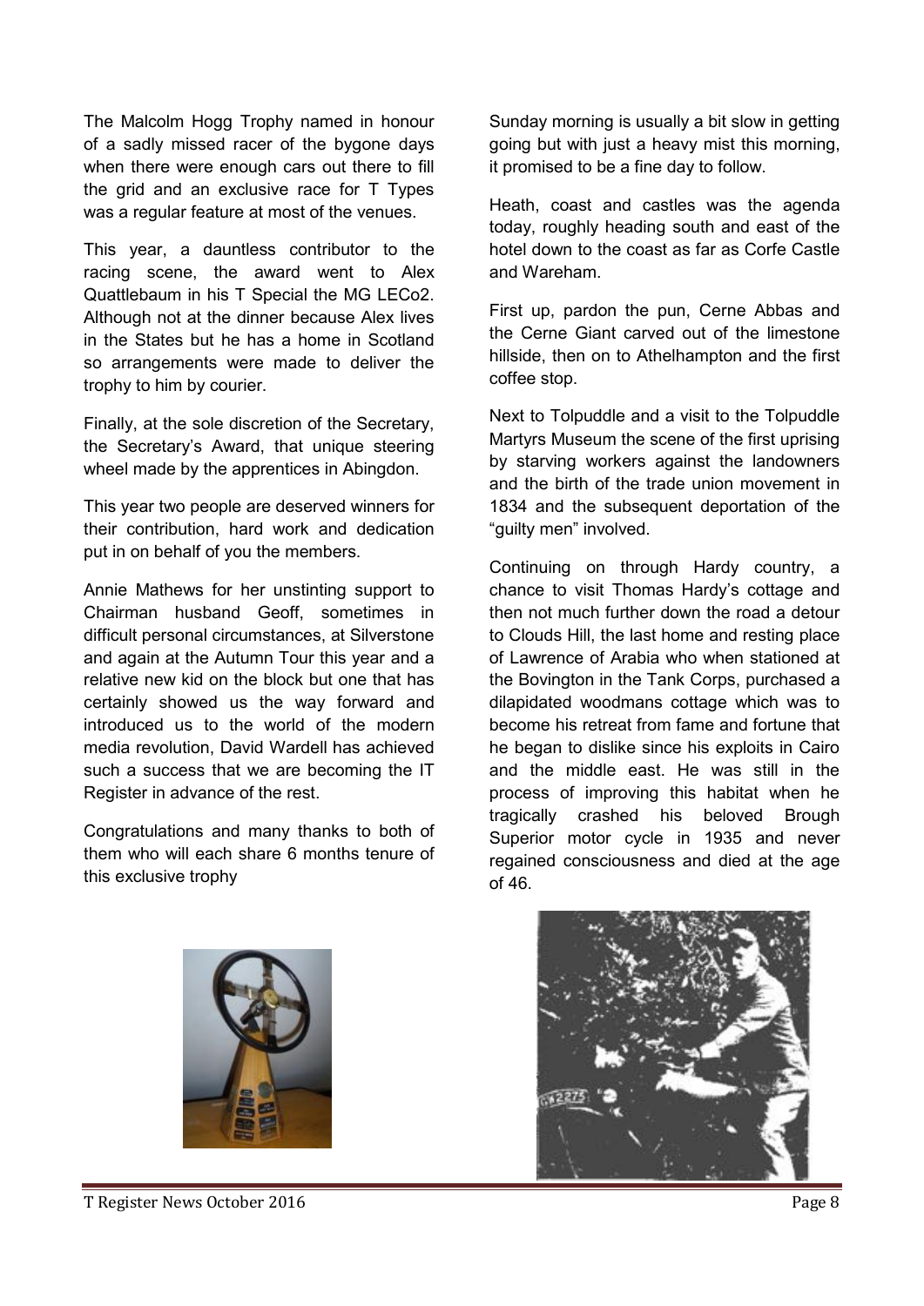The Malcolm Hogg Trophy named in honour of a sadly missed racer of the bygone days when there were enough cars out there to fill the grid and an exclusive race for T Types was a regular feature at most of the venues.

This year, a dauntless contributor to the racing scene, the award went to Alex Quattlebaum in his T Special the MG LECo2. Although not at the dinner because Alex lives in the States but he has a home in Scotland so arrangements were made to deliver the trophy to him by courier.

Finally, at the sole discretion of the Secretary, the Secretary's Award, that unique steering wheel made by the apprentices in Abingdon.

This year two people are deserved winners for their contribution, hard work and dedication put in on behalf of you the members.

Annie Mathews for her unstinting support to Chairman husband Geoff, sometimes in difficult personal circumstances, at Silverstone and again at the Autumn Tour this year and a relative new kid on the block but one that has certainly showed us the way forward and introduced us to the world of the modern media revolution, David Wardell has achieved such a success that we are becoming the IT Register in advance of the rest.

Congratulations and many thanks to both of them who will each share 6 months tenure of this exclusive trophy

Sunday morning is usually a bit slow in getting going but with just a heavy mist this morning, it promised to be a fine day to follow.

Heath, coast and castles was the agenda today, roughly heading south and east of the hotel down to the coast as far as Corfe Castle and Wareham.

First up, pardon the pun, Cerne Abbas and the Cerne Giant carved out of the limestone hillside, then on to Athelhampton and the first coffee stop.

Next to Tolpuddle and a visit to the Tolpuddle Martyrs Museum the scene of the first uprising by starving workers against the landowners and the birth of the trade union movement in 1834 and the subsequent deportation of the "guilty men" involved.

Continuing on through Hardy country, a chance to visit Thomas Hardy's cottage and then not much further down the road a detour to Clouds Hill, the last home and resting place of Lawrence of Arabia who when stationed at the Bovington in the Tank Corps, purchased a dilapidated woodmans cottage which was to become his retreat from fame and fortune that he began to dislike since his exploits in Cairo and the middle east. He was still in the process of improving this habitat when he tragically crashed his beloved Brough Superior motor cycle in 1935 and never regained consciousness and died at the age of 46.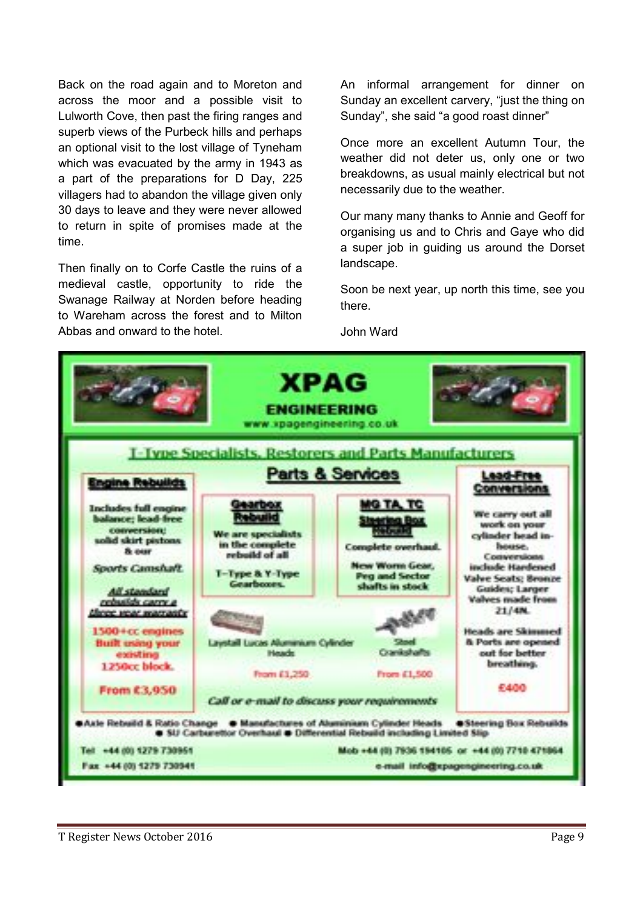Back on the road again and to Moreton and across the moor and a possible visit to Lulworth Cove, then past the firing ranges and superb views of the Purbeck hills and perhaps an optional visit to the lost village of Tyneham which was evacuated by the army in 1943 as a part of the preparations for D Day, 225 villagers had to abandon the village given only 30 days to leave and they were never allowed to return in spite of promises made at the time.

Then finally on to Corfe Castle the ruins of a medieval castle, opportunity to ride the Swanage Railway at Norden before heading to Wareham across the forest and to Milton Abbas and onward to the hotel.

An informal arrangement for dinner on Sunday an excellent carvery, "just the thing on Sunday", she said "a good roast dinner"

Once more an excellent Autumn Tour, the weather did not deter us, only one or two breakdowns, as usual mainly electrical but not necessarily due to the weather.

Our many many thanks to Annie and Geoff for organising us and to Chris and Gaye who did a super job in guiding us around the Dorset landscape.

Soon be next year, up north this time, see you there.

John Ward

# XPAG ENGINEERING

www.xpagengineering.co.uk

## T-Type Specialists, Restorers and Parts Manufacturers

## Parts & Services

**Engine Rebuilds**

Includes full engine balance; lead-free conversion; solid skirt pistons & our *Sports Camshaft.*

*All standard rebuilds carry a three year warranty*

1500+cc engines Built using your existing 1250cc block.

From £3,950

**Gearbox Rebuild**

We are specialists in the complete rebuild of all T-Type & Y-Type Gearboxes.

**MG TA, TC Steering Box Rebuild**

Complete overhaul.

New Worm Gear, Peg and Sector shafts in stock

Laystall Lucas Aluminium Cylinder Heads

From £1,250

Steel Crankshafts

From £1,500

**Lead-Free Conversions**

We carry out all work on your cylinder head in-house. Conversions include Hardened Valve Seats; Bronze Guides; Larger Valves made from 21/4N.

Heads are Skimmed & Ports are opened out for better breathing.

£400

*Call or e-mail to discuss your requirements*

- Axle Rebuild & Ratio Change
- Manufactures of Aluminium Cylinder Heads
- Steering Box Rebuilds
- SU Carburettor Overhaul
- Differential Rebuild including Limited Slip

Tel +44 (0) 1279 730951

Fax +44 (0) 1279 730941

Mob +44 (0) 7936 194105 or +44 (0) 7710 471864

e-mail info@xpagengineering.co.uk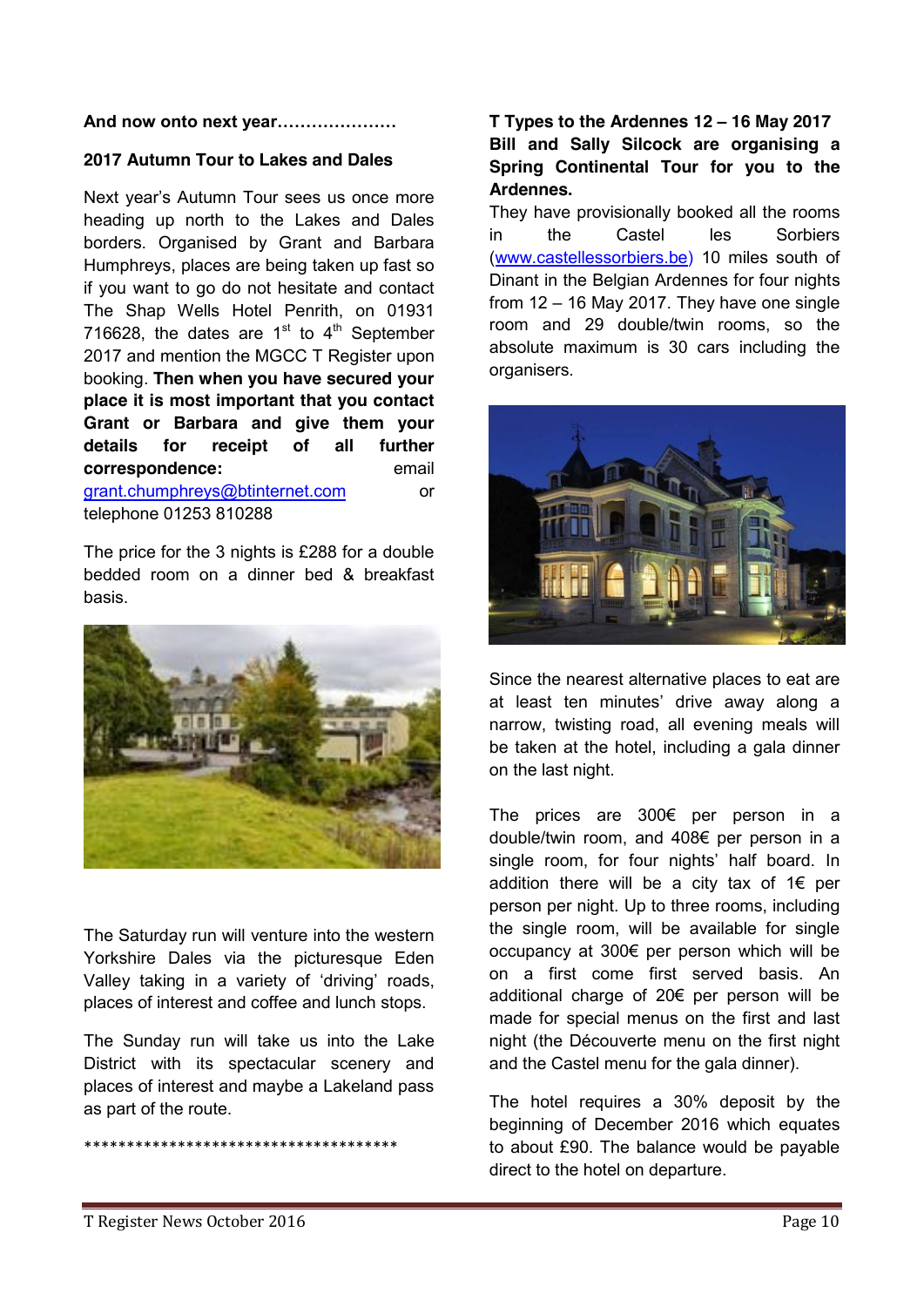**And now onto next year…………………**

**2017 Autumn Tour to Lakes and Dales**

Next year's Autumn Tour sees us once more heading up north to the Lakes and Dales borders. Organised by Grant and Barbara Humphreys, places are being taken up fast so if you want to go do not hesitate and contact The Shap Wells Hotel Penrith, on 01931 716628, the dates are 1st to 4th September 2017 and mention the MGCC T Register upon booking. **Then when you have secured your place it is most important that you contact Grant or Barbara and give them your details for receipt of all further correspondence:** email grant.chumphreys@btinternet.com or telephone 01253 810288

The price for the 3 nights is £288 for a double bedded room on a dinner bed & breakfast basis.

The Saturday run will venture into the western Yorkshire Dales via the picturesque Eden Valley taking in a variety of 'driving' roads, places of interest and coffee and lunch stops.

The Sunday run will take us into the Lake District with its spectacular scenery and places of interest and maybe a Lakeland pass as part of the route.

**************************************

**T Types to the Ardennes 12 – 16 May 2017**
**Bill and Sally Silcock are organising a Spring Continental Tour for you to the Ardennes.**

They have provisionally booked all the rooms in the Castel les Sorbiers (www.castellessorbiers.be) 10 miles south of Dinant in the Belgian Ardennes for four nights from 12 – 16 May 2017. They have one single room and 29 double/twin rooms, so the absolute maximum is 30 cars including the organisers.

Since the nearest alternative places to eat are at least ten minutes' drive away along a narrow, twisting road, all evening meals will be taken at the hotel, including a gala dinner on the last night.

The prices are 300€ per person in a double/twin room, and 408€ per person in a single room, for four nights' half board. In addition there will be a city tax of 1€ per person per night. Up to three rooms, including the single room, will be available for single occupancy at 300€ per person which will be on a first come first served basis. An additional charge of 20€ per person will be made for special menus on the first and last night (the Découverte menu on the first night and the Castel menu for the gala dinner).

The hotel requires a 30% deposit by the beginning of December 2016 which equates to about £90. The balance would be payable direct to the hotel on departure.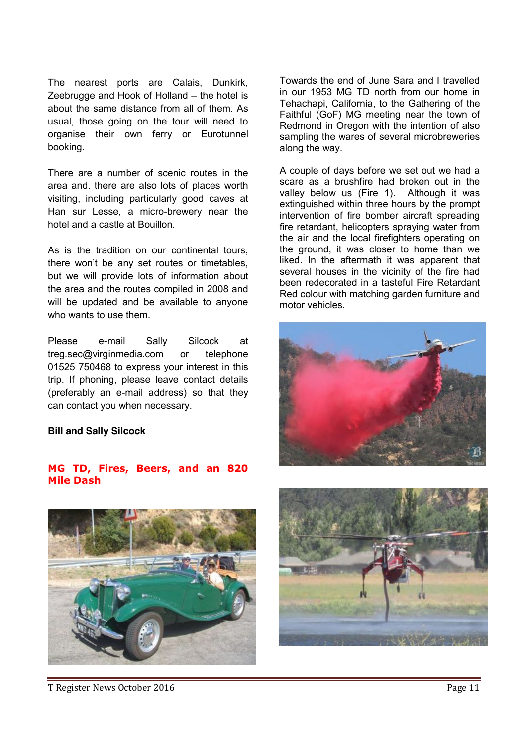The nearest ports are Calais, Dunkirk, Zeebrugge and Hook of Holland – the hotel is about the same distance from all of them. As usual, those going on the tour will need to organise their own ferry or Eurotunnel booking.

There are a number of scenic routes in the area and. there are also lots of places worth visiting, including particularly good caves at Han sur Lesse, a micro-brewery near the hotel and a castle at Bouillon.

As is the tradition on our continental tours, there won't be any set routes or timetables, but we will provide lots of information about the area and the routes compiled in 2008 and will be updated and be available to anyone who wants to use them.

Please e-mail Sally Silcock at treg.sec@virginmedia.com or telephone 01525 750468 to express your interest in this trip. If phoning, please leave contact details (preferably an e-mail address) so that they can contact you when necessary.

**Bill and Sally Silcock**

## MG TD, Fires, Beers, and an 820 Mile Dash

Towards the end of June Sara and I travelled in our 1953 MG TD north from our home in Tehachapi, California, to the Gathering of the Faithful (GoF) MG meeting near the town of Redmond in Oregon with the intention of also sampling the wares of several microbreweries along the way.

A couple of days before we set out we had a scare as a brushfire had broken out in the valley below us (Fire 1). Although it was extinguished within three hours by the prompt intervention of fire bomber aircraft spreading fire retardant, helicopters spraying water from the air and the local firefighters operating on the ground, it was closer to home than we liked. In the aftermath it was apparent that several houses in the vicinity of the fire had been redecorated in a tasteful Fire Retardant Red colour with matching garden furniture and motor vehicles.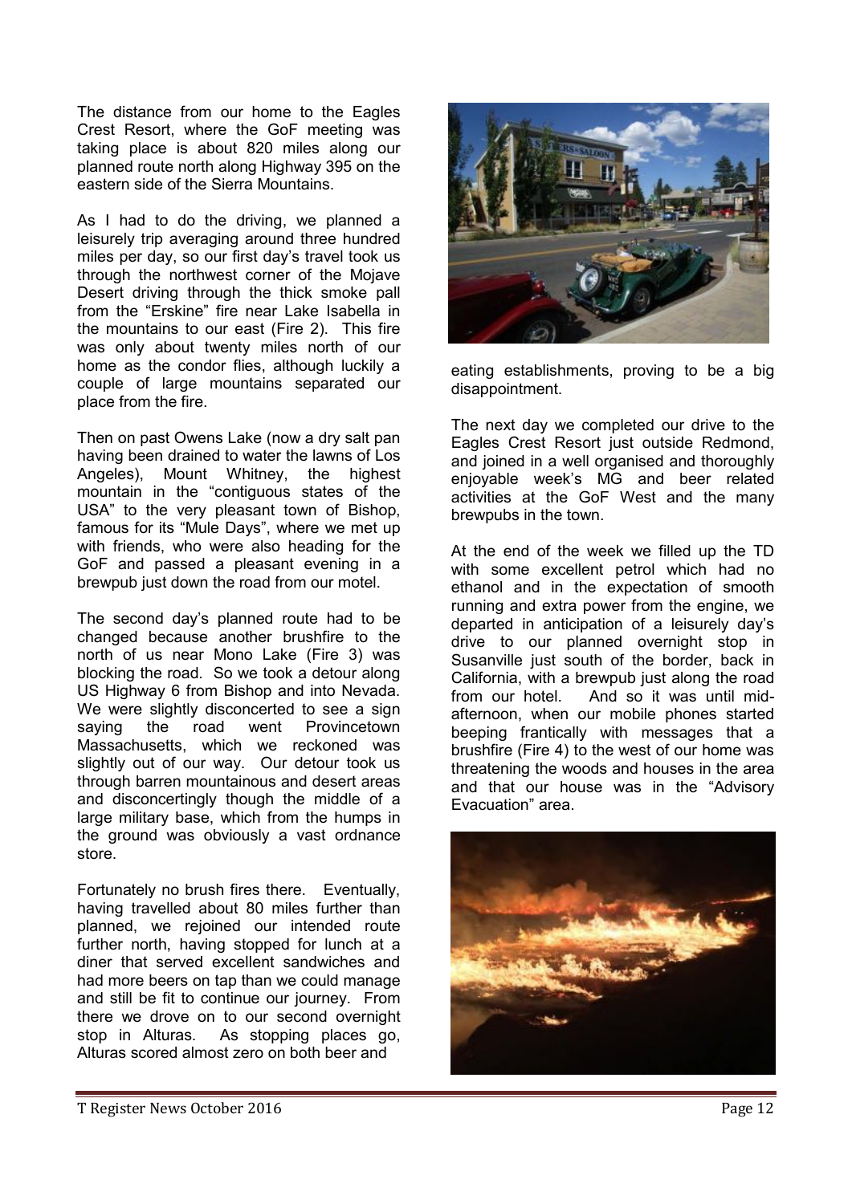The distance from our home to the Eagles Crest Resort, where the GoF meeting was taking place is about 820 miles along our planned route north along Highway 395 on the eastern side of the Sierra Mountains.

As I had to do the driving, we planned a leisurely trip averaging around three hundred miles per day, so our first day's travel took us through the northwest corner of the Mojave Desert driving through the thick smoke pall from the "Erskine" fire near Lake Isabella in the mountains to our east (Fire 2). This fire was only about twenty miles north of our home as the condor flies, although luckily a couple of large mountains separated our place from the fire.

Then on past Owens Lake (now a dry salt pan having been drained to water the lawns of Los Angeles), Mount Whitney, the highest mountain in the "contiguous states of the USA" to the very pleasant town of Bishop, famous for its "Mule Days", where we met up with friends, who were also heading for the GoF and passed a pleasant evening in a brewpub just down the road from our motel.

The second day's planned route had to be changed because another brushfire to the north of us near Mono Lake (Fire 3) was blocking the road. So we took a detour along US Highway 6 from Bishop and into Nevada. We were slightly disconcerted to see a sign saying the road went Provincetown Massachusetts, which we reckoned was slightly out of our way. Our detour took us through barren mountainous and desert areas and disconcertingly though the middle of a large military base, which from the humps in the ground was obviously a vast ordnance store.

Fortunately no brush fires there. Eventually, having travelled about 80 miles further than planned, we rejoined our intended route further north, having stopped for lunch at a diner that served excellent sandwiches and had more beers on tap than we could manage and still be fit to continue our journey. From there we drove on to our second overnight stop in Alturas. As stopping places go, Alturas scored almost zero on both beer and eating establishments, proving to be a big disappointment.

The next day we completed our drive to the Eagles Crest Resort just outside Redmond, and joined in a well organised and thoroughly enjoyable week's MG and beer related activities at the GoF West and the many brewpubs in the town.

At the end of the week we filled up the TD with some excellent petrol which had no ethanol and in the expectation of smooth running and extra power from the engine, we departed in anticipation of a leisurely day's drive to our planned overnight stop in Susanville just south of the border, back in California, with a brewpub just along the road from our hotel. And so it was until mid-afternoon, when our mobile phones started beeping frantically with messages that a brushfire (Fire 4) to the west of our home was threatening the woods and houses in the area and that our house was in the "Advisory Evacuation" area.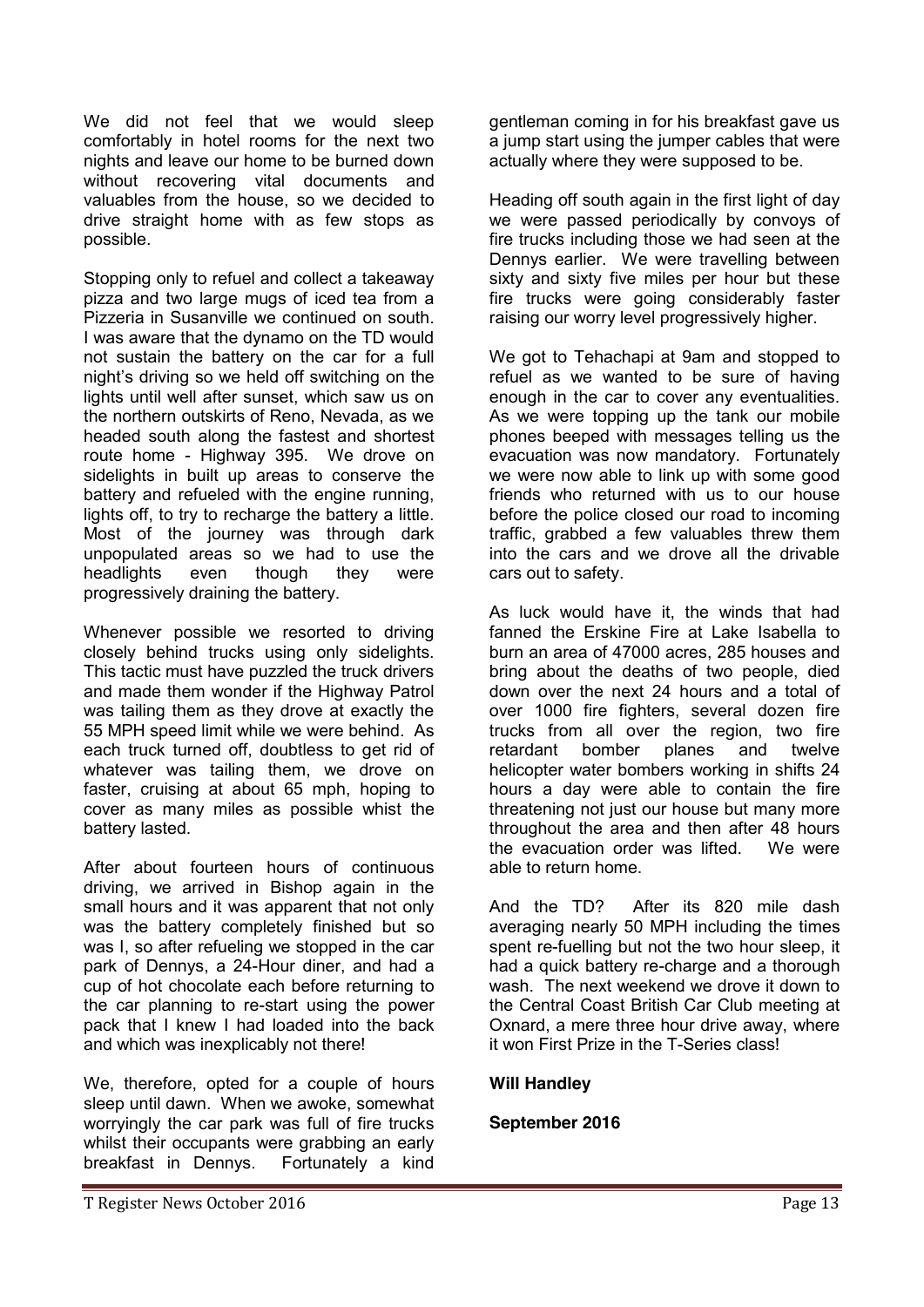We did not feel that we would sleep comfortably in hotel rooms for the next two nights and leave our home to be burned down without recovering vital documents and valuables from the house, so we decided to drive straight home with as few stops as possible.

Stopping only to refuel and collect a takeaway pizza and two large mugs of iced tea from a Pizzeria in Susanville we continued on south. I was aware that the dynamo on the TD would not sustain the battery on the car for a full night's driving so we held off switching on the lights until well after sunset, which saw us on the northern outskirts of Reno, Nevada, as we headed south along the fastest and shortest route home - Highway 395. We drove on sidelights in built up areas to conserve the battery and refueled with the engine running, lights off, to try to recharge the battery a little. Most of the journey was through dark unpopulated areas so we had to use the headlights even though they were progressively draining the battery.

Whenever possible we resorted to driving closely behind trucks using only sidelights. This tactic must have puzzled the truck drivers and made them wonder if the Highway Patrol was tailing them as they drove at exactly the 55 MPH speed limit while we were behind. As each truck turned off, doubtless to get rid of whatever was tailing them, we drove on faster, cruising at about 65 mph, hoping to cover as many miles as possible whilst the battery lasted.

After about fourteen hours of continuous driving, we arrived in Bishop again in the small hours and it was apparent that not only was the battery completely finished but so was I, so after refueling we stopped in the car park of Dennys, a 24-Hour diner, and had a cup of hot chocolate each before returning to the car planning to re-start using the power pack that I knew I had loaded into the back and which was inexplicably not there!

We, therefore, opted for a couple of hours sleep until dawn. When we awoke, somewhat worryingly the car park was full of fire trucks whilst their occupants were grabbing an early breakfast in Dennys. Fortunately a kind gentleman coming in for his breakfast gave us a jump start using the jumper cables that were actually where they were supposed to be.

Heading off south again in the first light of day we were passed periodically by convoys of fire trucks including those we had seen at the Dennys earlier. We were travelling between sixty and sixty five miles per hour but these fire trucks were going considerably faster raising our worry level progressively higher.

We got to Tehachapi at 9am and stopped to refuel as we wanted to be sure of having enough in the car to cover any eventualities. As we were topping up the tank our mobile phones beeped with messages telling us the evacuation was now mandatory. Fortunately we were now able to link up with some good friends who returned with us to our house before the police closed our road to incoming traffic, grabbed a few valuables threw them into the cars and we drove all the drivable cars out to safety.

As luck would have it, the winds that had fanned the Erskine Fire at Lake Isabella to burn an area of 47000 acres, 285 houses and bring about the deaths of two people, died down over the next 24 hours and a total of over 1000 fire fighters, several dozen fire trucks from all over the region, two fire retardant bomber planes and twelve helicopter water bombers working in shifts 24 hours a day were able to contain the fire threatening not just our house but many more throughout the area and then after 48 hours the evacuation order was lifted. We were able to return home.

And the TD? After its 820 mile dash averaging nearly 50 MPH including the times spent re-fuelling but not the two hour sleep, it had a quick battery re-charge and a thorough wash. The next weekend we drove it down to the Central Coast British Car Club meeting at Oxnard, a mere three hour drive away, where it won First Prize in the T-Series class!

**Will Handley**

**September 2016**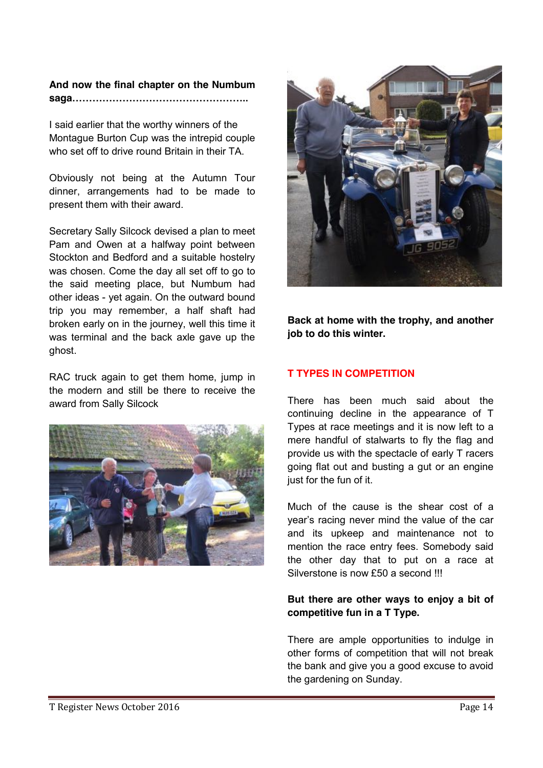**And now the final chapter on the Numbum saga……………………………………………..**

I said earlier that the worthy winners of the Montague Burton Cup was the intrepid couple who set off to drive round Britain in their TA.

Obviously not being at the Autumn Tour dinner, arrangements had to be made to present them with their award.

Secretary Sally Silcock devised a plan to meet Pam and Owen at a halfway point between Stockton and Bedford and a suitable hostelry was chosen. Come the day all set off to go to the said meeting place, but Numbum had other ideas - yet again. On the outward bound trip you may remember, a half shaft had broken early on in the journey, well this time it was terminal and the back axle gave up the ghost.

RAC truck again to get them home, jump in the modern and still be there to receive the award from Sally Silcock

**Back at home with the trophy, and another job to do this winter.**

## T TYPES IN COMPETITION

There has been much said about the continuing decline in the appearance of T Types at race meetings and it is now left to a mere handful of stalwarts to fly the flag and provide us with the spectacle of early T racers going flat out and busting a gut or an engine just for the fun of it.

Much of the cause is the shear cost of a year's racing never mind the value of the car and its upkeep and maintenance not to mention the race entry fees. Somebody said the other day that to put on a race at Silverstone is now £50 a second !!!

**But there are other ways to enjoy a bit of competitive fun in a T Type.**

There are ample opportunities to indulge in other forms of competition that will not break the bank and give you a good excuse to avoid the gardening on Sunday.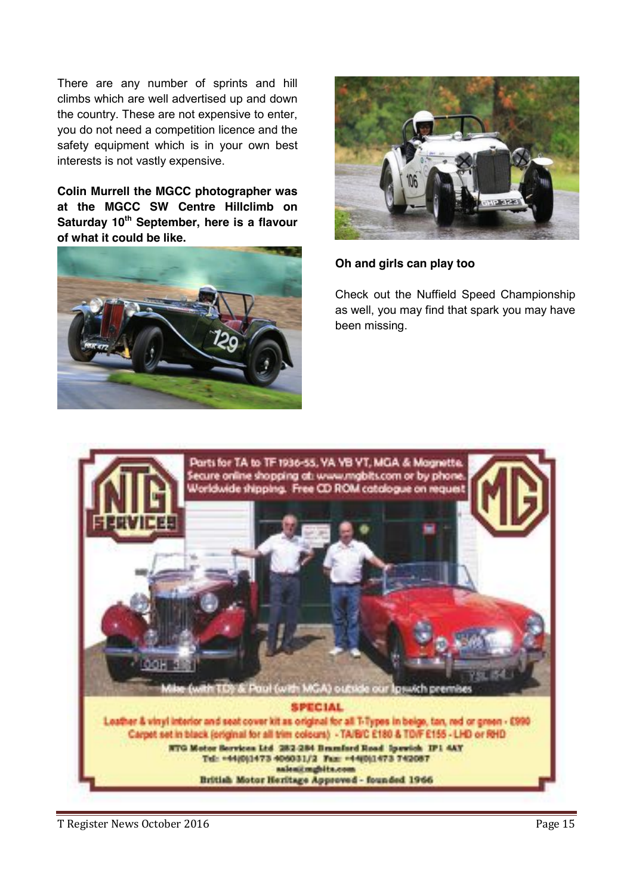There are any number of sprints and hill climbs which are well advertised up and down the country. These are not expensive to enter, you do not need a competition licence and the safety equipment which is in your own best interests is not vastly expensive.

**Colin Murrell the MGCC photographer was at the MGCC SW Centre Hillclimb on Saturday 10th September, here is a flavour of what it could be like.**

**Oh and girls can play too**

Check out the Nuffield Speed Championship as well, you may find that spark you may have been missing.

Parts for TA to TF 1936-55, YA YB YT, MGA & Magnette. Secure online shopping at: www.mgbits.com or by phone. Worldwide shipping. Free CD ROM catalogue on request

Mike (with TD) & Paul (with MGA) outside our Ipswich premises

**SPECIAL**

Leather & vinyl interior and seat cover kit as original for all T-Types in beige, tan, red or green - £990
Carpet set in black (original for all trim colours) - TA/B/C £180 & TD/F £155 - LHD or RHD

NTG Motor Services Ltd 282-284 Bramford Road Ipswich IP1 4AY
Tel: +44(0)1473 406031/2 Fax: +44(0)1473 742087
sales@mgbits.com
British Motor Heritage Approved - founded 1966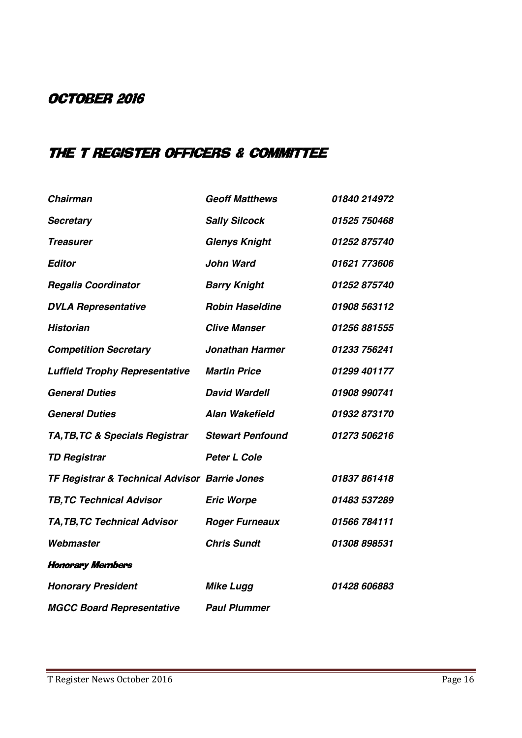# OCTOBER 2016

# THE T REGISTER OFFICERS & COMMITTEE

| | | |
|---|---|---|
| ***Chairman*** | ***Geoff Matthews*** | ***01840 214972*** |
| ***Secretary*** | ***Sally Silcock*** | ***01525 750468*** |
| ***Treasurer*** | ***Glenys Knight*** | ***01252 875740*** |
| ***Editor*** | ***John Ward*** | ***01621 773606*** |
| ***Regalia Coordinator*** | ***Barry Knight*** | ***01252 875740*** |
| ***DVLA Representative*** | ***Robin Haseldine*** | ***01908 563112*** |
| ***Historian*** | ***Clive Manser*** | ***01256 881555*** |
| ***Competition Secretary*** | ***Jonathan Harmer*** | ***01233 756241*** |
| ***Luffield Trophy Representative*** | ***Martin Price*** | ***01299 401177*** |
| ***General Duties*** | ***David Wardell*** | ***01908 990741*** |
| ***General Duties*** | ***Alan Wakefield*** | ***01932 873170*** |
| ***TA,TB,TC & Specials Registrar*** | ***Stewart Penfound*** | ***01273 506216*** |
| ***TD Registrar*** | ***Peter L Cole*** | |
| ***TF Registrar & Technical Advisor*** | ***Barrie Jones*** | ***01837 861418*** |
| ***TB,TC Technical Advisor*** | ***Eric Worpe*** | ***01483 537289*** |
| ***TA,TB,TC Technical Advisor*** | ***Roger Furneaux*** | ***01566 784111*** |
| ***Webmaster*** | ***Chris Sundt*** | ***01308 898531*** |
| ***Honorary Members*** | | |
| ***Honorary President*** | ***Mike Lugg*** | ***01428 606883*** |
| ***MGCC Board Representative*** | ***Paul Plummer*** | |